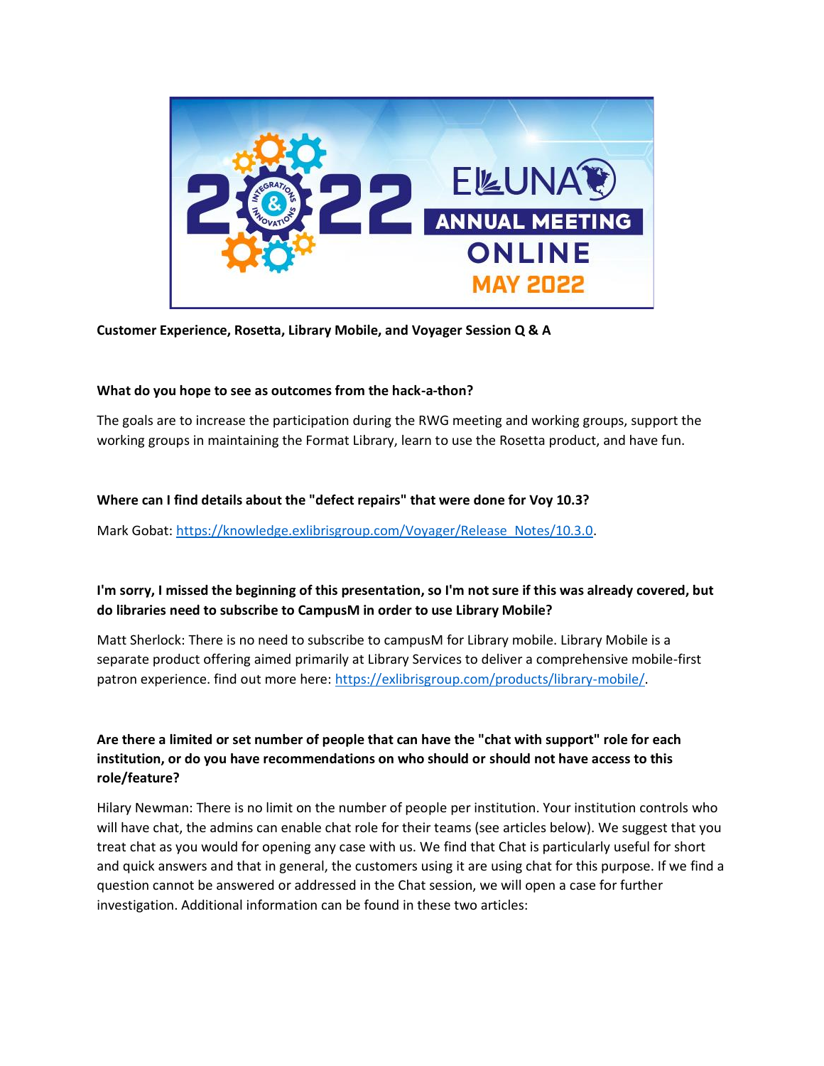**Customer Experience, Rosetta, Library Mobile, and Voyager Session Q & A**

**What do you hope to see as outcomes from the hack-a-thon?**

The goals are to increase the participation during the RWG meeting and working groups, support the working groups in maintaining the Format Library, learn to use the Rosetta product, and have fun.

**Where can I find details about the "defect repairs" that were done for Voy 10.3?**

Mark Gobat: https://knowledge.exlibrisgroup.com/Voyager/Release_Notes/10.3.0.

**I'm sorry, I missed the beginning of this presentation, so I'm not sure if this was already covered, but do libraries need to subscribe to CampusM in order to use Library Mobile?**

Matt Sherlock: There is no need to subscribe to campusM for Library mobile. Library Mobile is a separate product offering aimed primarily at Library Services to deliver a comprehensive mobile-first patron experience. find out more here: https://exlibrisgroup.com/products/library-mobile/.

**Are there a limited or set number of people that can have the "chat with support" role for each institution, or do you have recommendations on who should or should not have access to this role/feature?**

Hilary Newman: There is no limit on the number of people per institution. Your institution controls who will have chat, the admins can enable chat role for their teams (see articles below). We suggest that you treat chat as you would for opening any case with us. We find that Chat is particularly useful for short and quick answers and that in general, the customers using it are using chat for this purpose. If we find a question cannot be answered or addressed in the Chat session, we will open a case for further investigation. Additional information can be found in these two articles: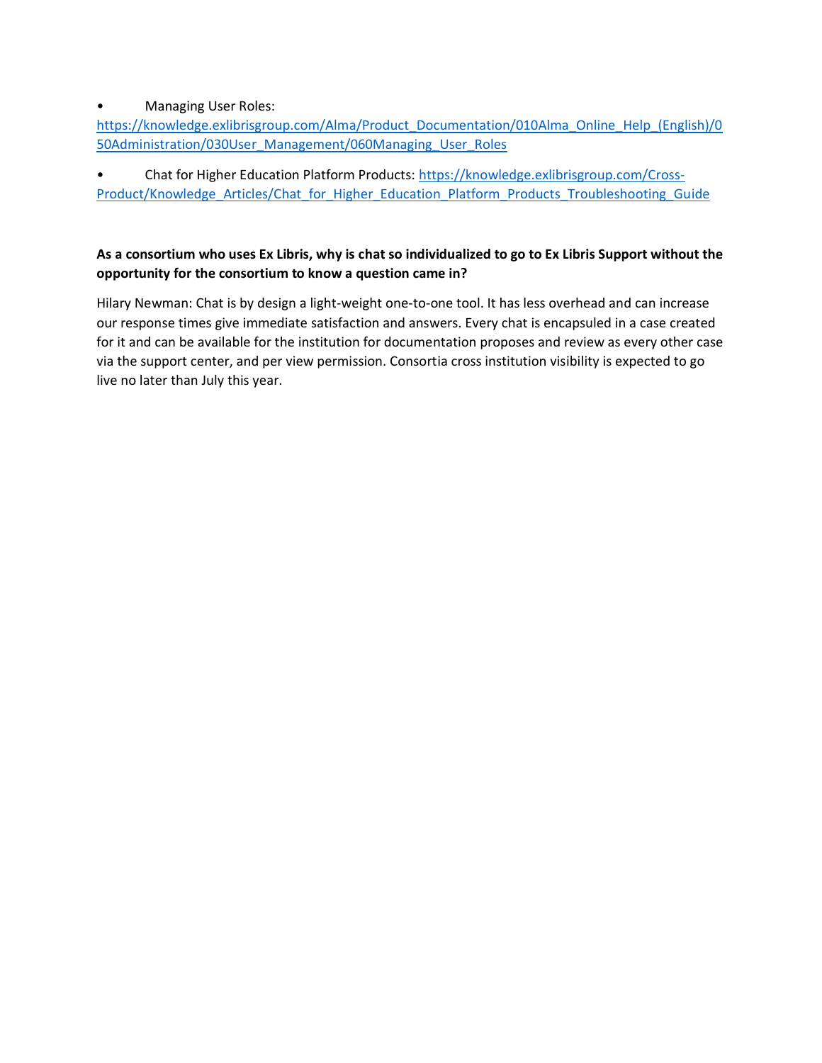- Managing User Roles: https://knowledge.exlibrisgroup.com/Alma/Product_Documentation/010Alma_Online_Help_(English)/050Administration/030User_Management/060Managing_User_Roles

- Chat for Higher Education Platform Products: https://knowledge.exlibrisgroup.com/Cross-Product/Knowledge_Articles/Chat_for_Higher_Education_Platform_Products_Troubleshooting_Guide

**As a consortium who uses Ex Libris, why is chat so individualized to go to Ex Libris Support without the opportunity for the consortium to know a question came in?**

Hilary Newman: Chat is by design a light-weight one-to-one tool. It has less overhead and can increase our response times give immediate satisfaction and answers. Every chat is encapsuled in a case created for it and can be available for the institution for documentation proposes and review as every other case via the support center, and per view permission. Consortia cross institution visibility is expected to go live no later than July this year.